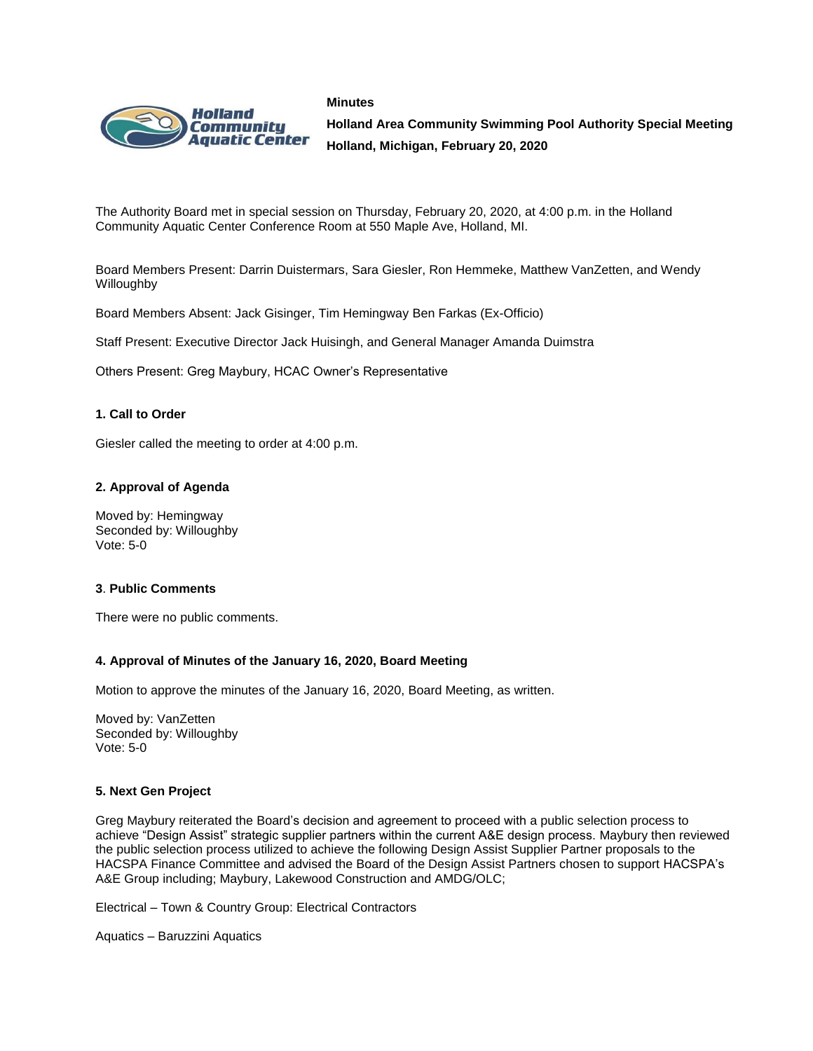**Minutes**

**Holland Area Community Swimming Pool Authority Special Meeting**

**Holland, Michigan, February 20, 2020**

The Authority Board met in special session on Thursday, February 20, 2020, at 4:00 p.m. in the Holland Community Aquatic Center Conference Room at 550 Maple Ave, Holland, MI.

Board Members Present: Darrin Duistermars, Sara Giesler, Ron Hemmeke, Matthew VanZetten, and Wendy Willoughby

Board Members Absent: Jack Gisinger, Tim Hemingway Ben Farkas (Ex-Officio)

Staff Present: Executive Director Jack Huisingh, and General Manager Amanda Duimstra

Others Present: Greg Maybury, HCAC Owner's Representative

**1. Call to Order**

Giesler called the meeting to order at 4:00 p.m.

**2. Approval of Agenda**

Moved by: Hemingway
Seconded by: Willoughby
Vote: 5-0

**3**. **Public Comments**

There were no public comments.

**4. Approval of Minutes of the January 16, 2020, Board Meeting**

Motion to approve the minutes of the January 16, 2020, Board Meeting, as written.

Moved by: VanZetten
Seconded by: Willoughby
Vote: 5-0

**5. Next Gen Project**

Greg Maybury reiterated the Board's decision and agreement to proceed with a public selection process to achieve "Design Assist" strategic supplier partners within the current A&E design process. Maybury then reviewed the public selection process utilized to achieve the following Design Assist Supplier Partner proposals to the HACSPA Finance Committee and advised the Board of the Design Assist Partners chosen to support HACSPA's A&E Group including; Maybury, Lakewood Construction and AMDG/OLC;

Electrical – Town & Country Group: Electrical Contractors

Aquatics – Baruzzini Aquatics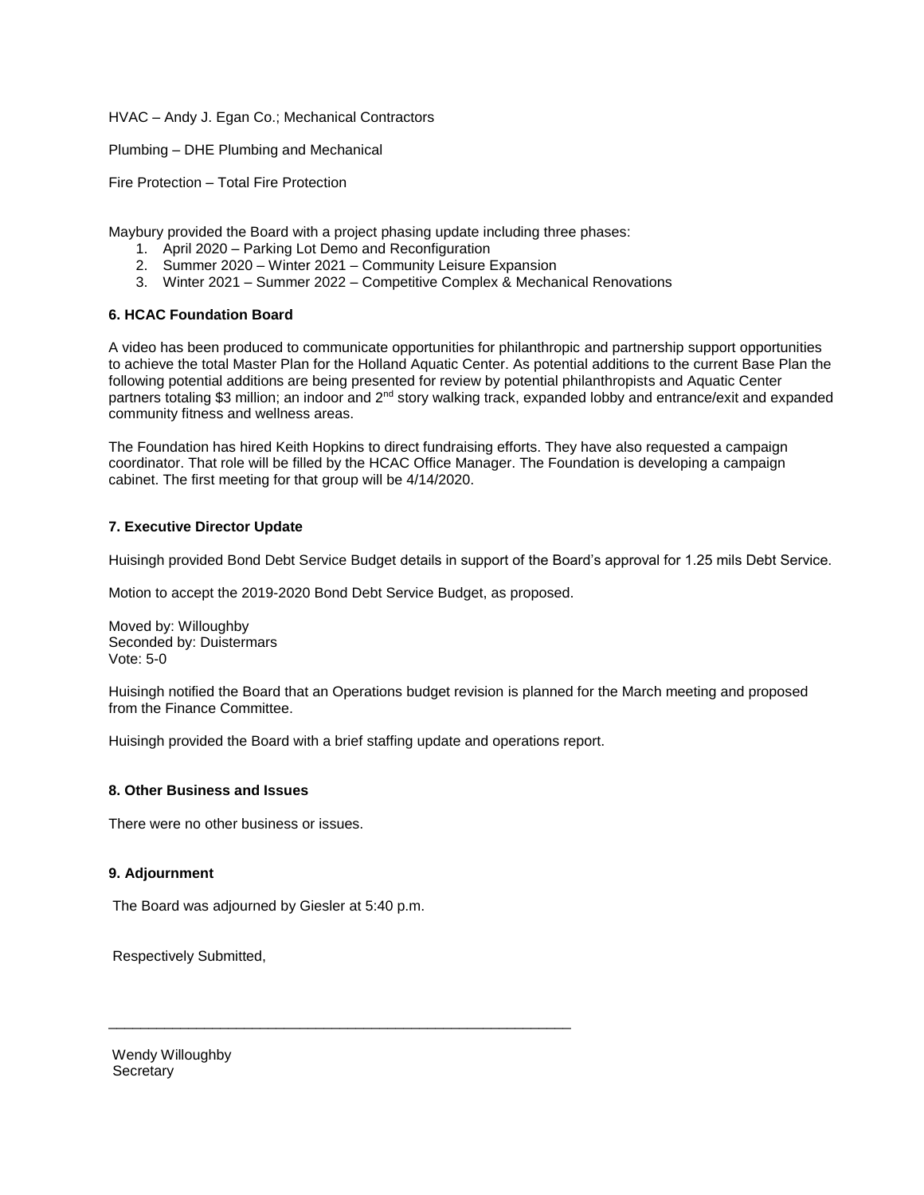HVAC – Andy J. Egan Co.; Mechanical Contractors

Plumbing – DHE Plumbing and Mechanical

Fire Protection – Total Fire Protection

Maybury provided the Board with a project phasing update including three phases:

1. April 2020 – Parking Lot Demo and Reconfiguration
2. Summer 2020 – Winter 2021 – Community Leisure Expansion
3. Winter 2021 – Summer 2022 – Competitive Complex & Mechanical Renovations

**6. HCAC Foundation Board**

A video has been produced to communicate opportunities for philanthropic and partnership support opportunities to achieve the total Master Plan for the Holland Aquatic Center. As potential additions to the current Base Plan the following potential additions are being presented for review by potential philanthropists and Aquatic Center partners totaling $3 million; an indoor and 2nd story walking track, expanded lobby and entrance/exit and expanded community fitness and wellness areas.

The Foundation has hired Keith Hopkins to direct fundraising efforts. They have also requested a campaign coordinator. That role will be filled by the HCAC Office Manager. The Foundation is developing a campaign cabinet. The first meeting for that group will be 4/14/2020.

**7. Executive Director Update**

Huisingh provided Bond Debt Service Budget details in support of the Board's approval for 1.25 mils Debt Service.

Motion to accept the 2019-2020 Bond Debt Service Budget, as proposed.

Moved by: Willoughby
Seconded by: Duistermars
Vote: 5-0

Huisingh notified the Board that an Operations budget revision is planned for the March meeting and proposed from the Finance Committee.

Huisingh provided the Board with a brief staffing update and operations report.

**8. Other Business and Issues**

There were no other business or issues.

**9. Adjournment**

The Board was adjourned by Giesler at 5:40 p.m.

Respectively Submitted,

\_\_\_\_\_\_\_\_\_\_\_\_\_\_\_\_\_\_\_\_\_\_\_\_\_\_\_\_\_\_\_\_\_\_\_\_\_\_\_\_\_\_\_\_\_\_\_\_\_\_\_\_\_\_\_\_\_\_

Wendy Willoughby
Secretary